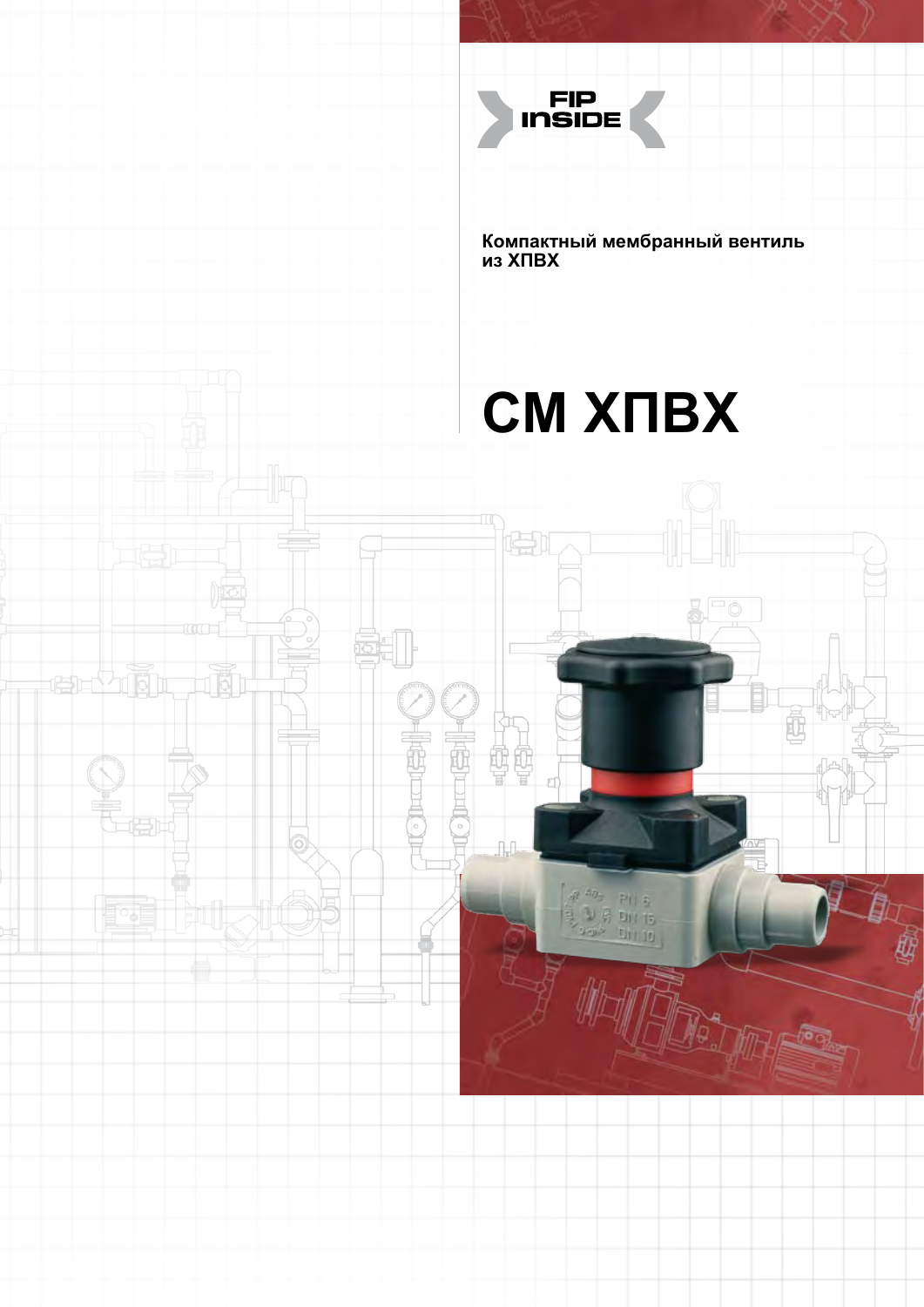FIP INSIDE

Компактный мембранный вентиль из ХПВХ

# CM ХПВХ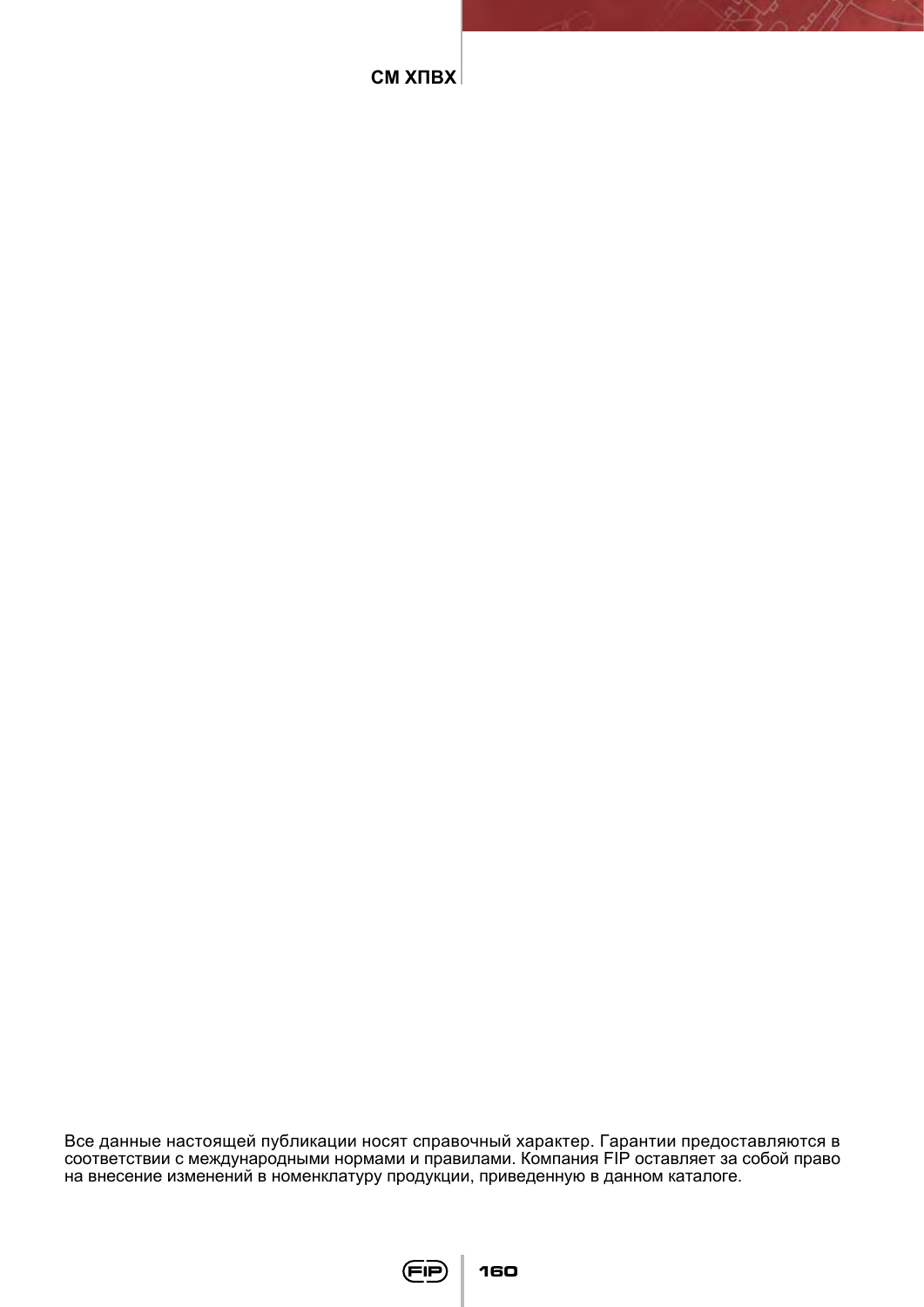Все данные настоящей публикации носят справочный характер. Гарантии предоставляются в соответствии с международными нормами и правилами. Компания FIP оставляет за собой право на внесение изменений в номенклатуру продукции, приведенную в данном каталоге.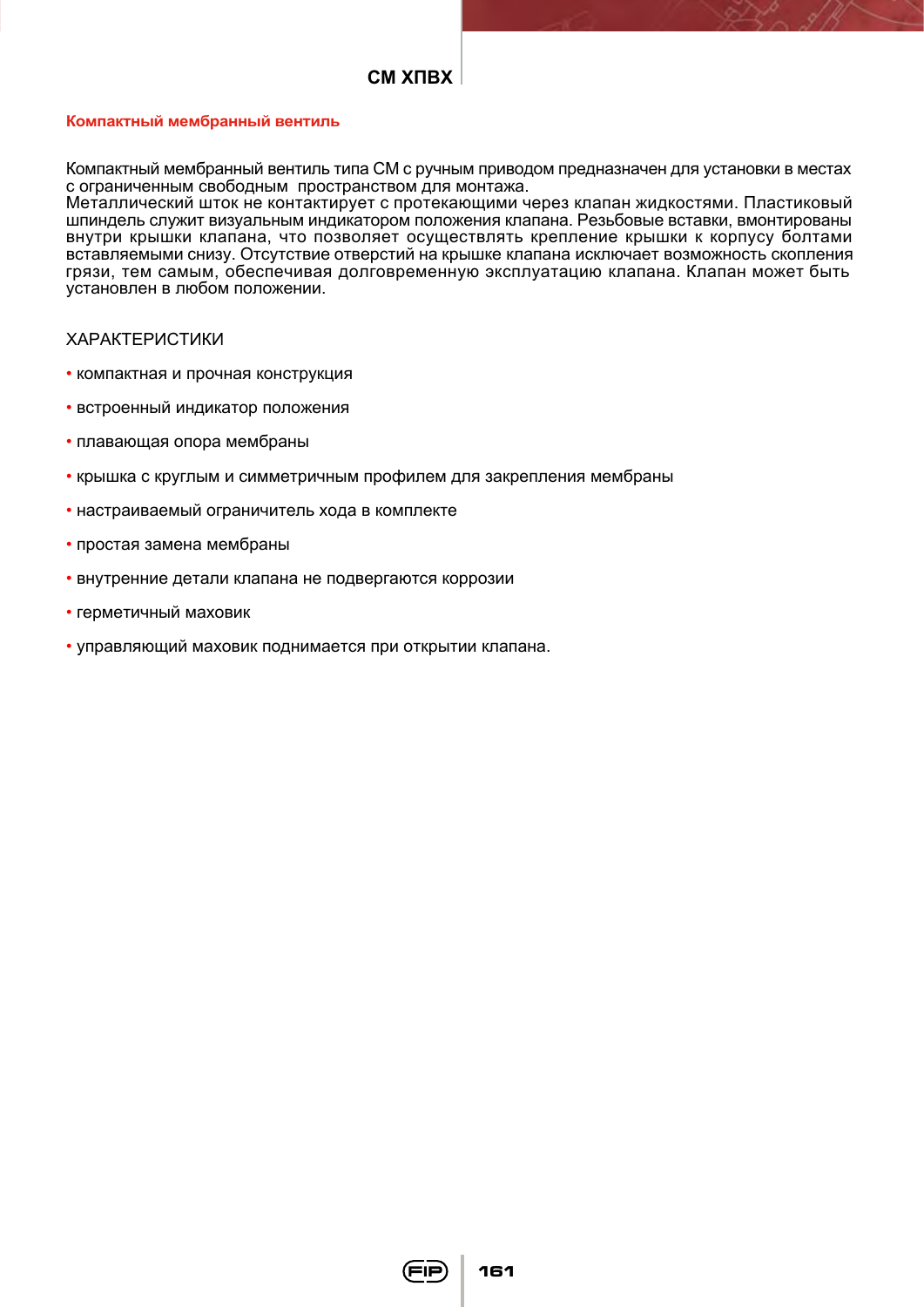# СМ ХПВХ

## Компактный мембранный вентиль

Компактный мембранный вентиль типа СМ с ручным приводом предназначен для установки в местах с ограниченным свободным пространством для монтажа.
Металлический шток не контактирует с протекающими через клапан жидкостями. Пластиковый шпиндель служит визуальным индикатором положения клапана. Резьбовые вставки, вмонтированы внутри крышки клапана, что позволяет осуществлять крепление крышки к корпусу болтами вставляемыми снизу. Отсутствие отверстий на крышке клапана исключает возможность скопления грязи, тем самым, обеспечивая долговременную эксплуатацию клапана. Клапан может быть установлен в любом положении.

### ХАРАКТЕРИСТИКИ

- компактная и прочная конструкция
- встроенный индикатор положения
- плавающая опора мембраны
- крышка с круглым и симметричным профилем для закрепления мембраны
- настраиваемый ограничитель хода в комплекте
- простая замена мембраны
- внутренние детали клапана не подвергаются коррозии
- герметичный маховик
- управляющий маховик поднимается при открытии клапана.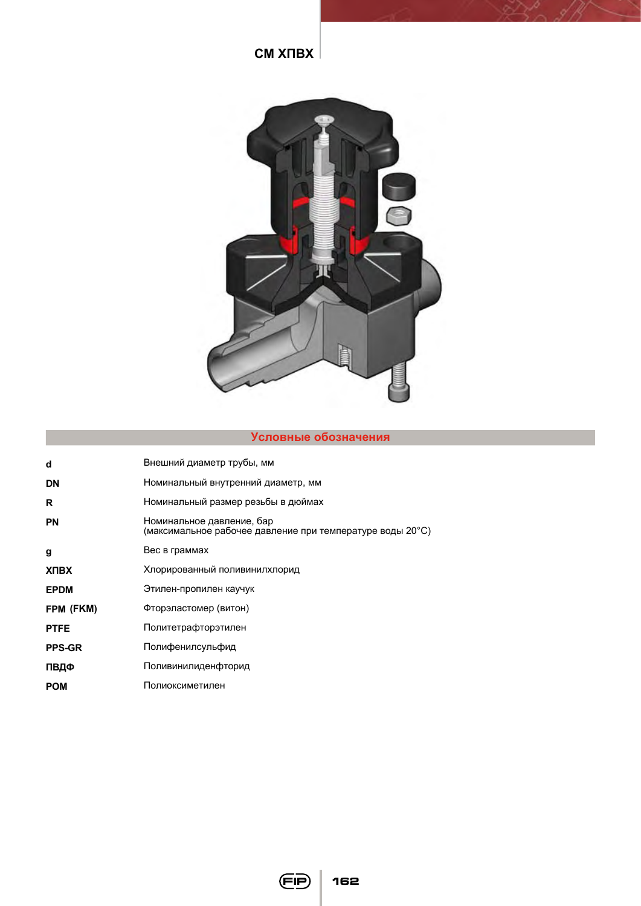# CM ХПВХ

## Условные обозначения

| | |
|---|---|
| **d** | Внешний диаметр трубы, мм |
| **DN** | Номинальный внутренний диаметр, мм |
| **R** | Номинальный размер резьбы в дюймах |
| **PN** | Номинальное давление, бар<br>(максимальное рабочее давление при температуре воды 20°C) |
| **g** | Вес в граммах |
| **ХПВХ** | Хлорированный поливинилхлорид |
| **EPDM** | Этилен-пропилен каучук |
| **FPM (FKM)** | Фторэластомер (витон) |
| **PTFE** | Политетрафторэтилен |
| **PPS-GR** | Полифенилсульфид |
| **ПВДФ** | Поливинилиденфторид |
| **POM** | Полиоксиметилен |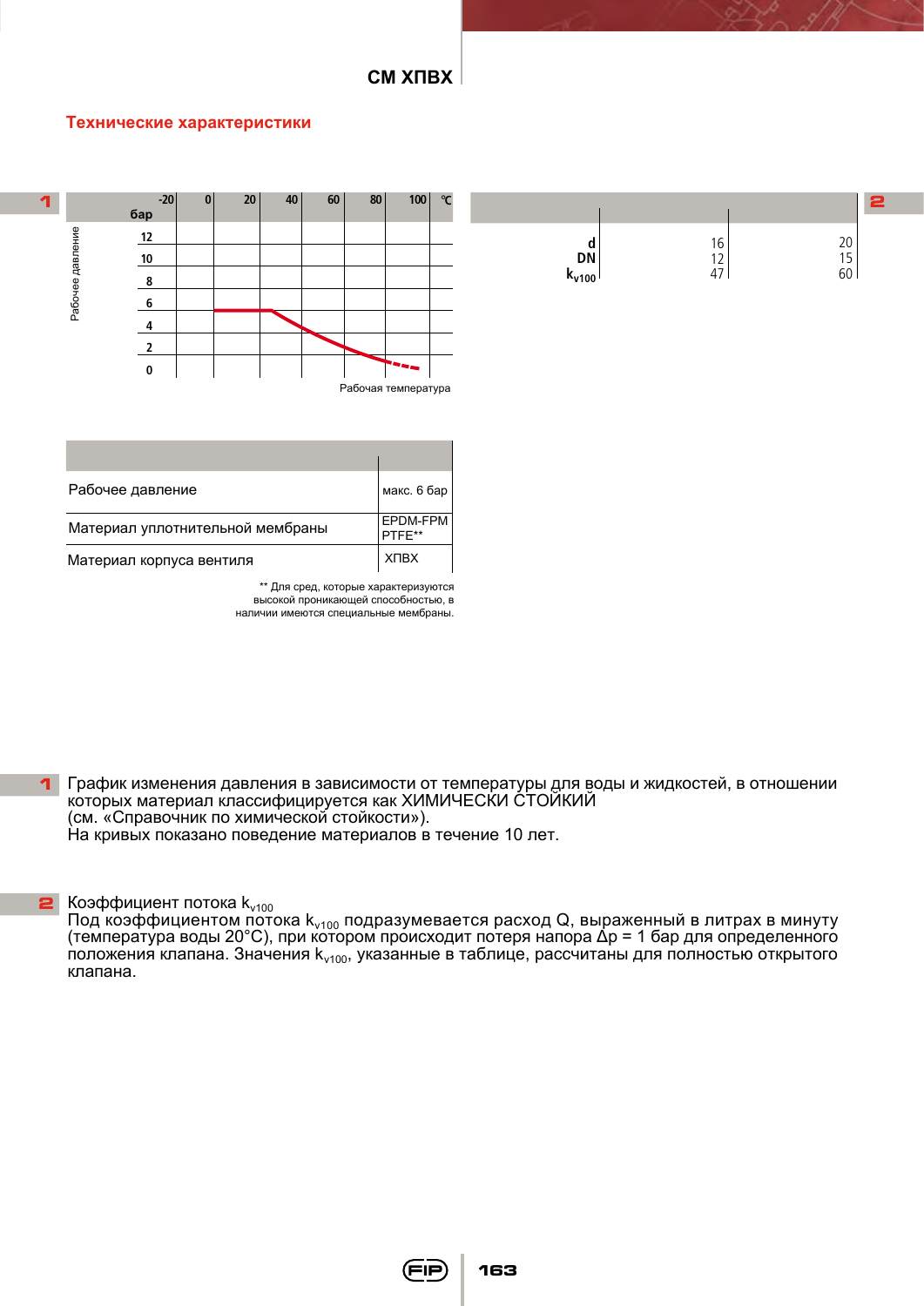## СМ ХПВХ

### Технические характеристики

**1**

Рабочее давление

| бар | -20 | 0 | 20 | 40 | 60 | 80 | 100 | °C |
|---|---|---|---|---|---|---|---|---|
| 12 | | | | | | | | |
| 10 | | | | | | | | |
| 8 | | | | | | | | |
| 6 | | | | | | | | |
| 4 | | | | | | | | |
| 2 | | | | | | | | |
| 0 | | | | | | | | |

Рабочая температура

**2**

| | | |
|---|---|---|
| d | 16 | 20 |
| DN | 12 | 15 |
| $k_{v100}$ | 47 | 60 |

| | |
|---|---|
| Рабочее давление | макс. 6 бар |
| Материал уплотнительной мембраны | EPDM-FPM PTFE** |
| Материал корпуса вентиля | ХПВХ |

** Для сред, которые характеризуются высокой проникающей способностью, в наличии имеются специальные мембраны.

**1** График изменения давления в зависимости от температуры для воды и жидкостей, в отношении которых материал классифицируется как ХИМИЧЕСКИ СТОЙКИЙ (см. «Справочник по химической стойкости»).
На кривых показано поведение материалов в течение 10 лет.

**2** Коэффициент потока $k_{v100}$
Под коэффициентом потока $k_{v100}$ подразумевается расход Q, выраженный в литрах в минуту (температура воды 20°C), при котором происходит потеря напора $\Delta p$ = 1 бар для определенного положения клапана. Значения $k_{v100}$, указанные в таблице, рассчитаны для полностью открытого клапана.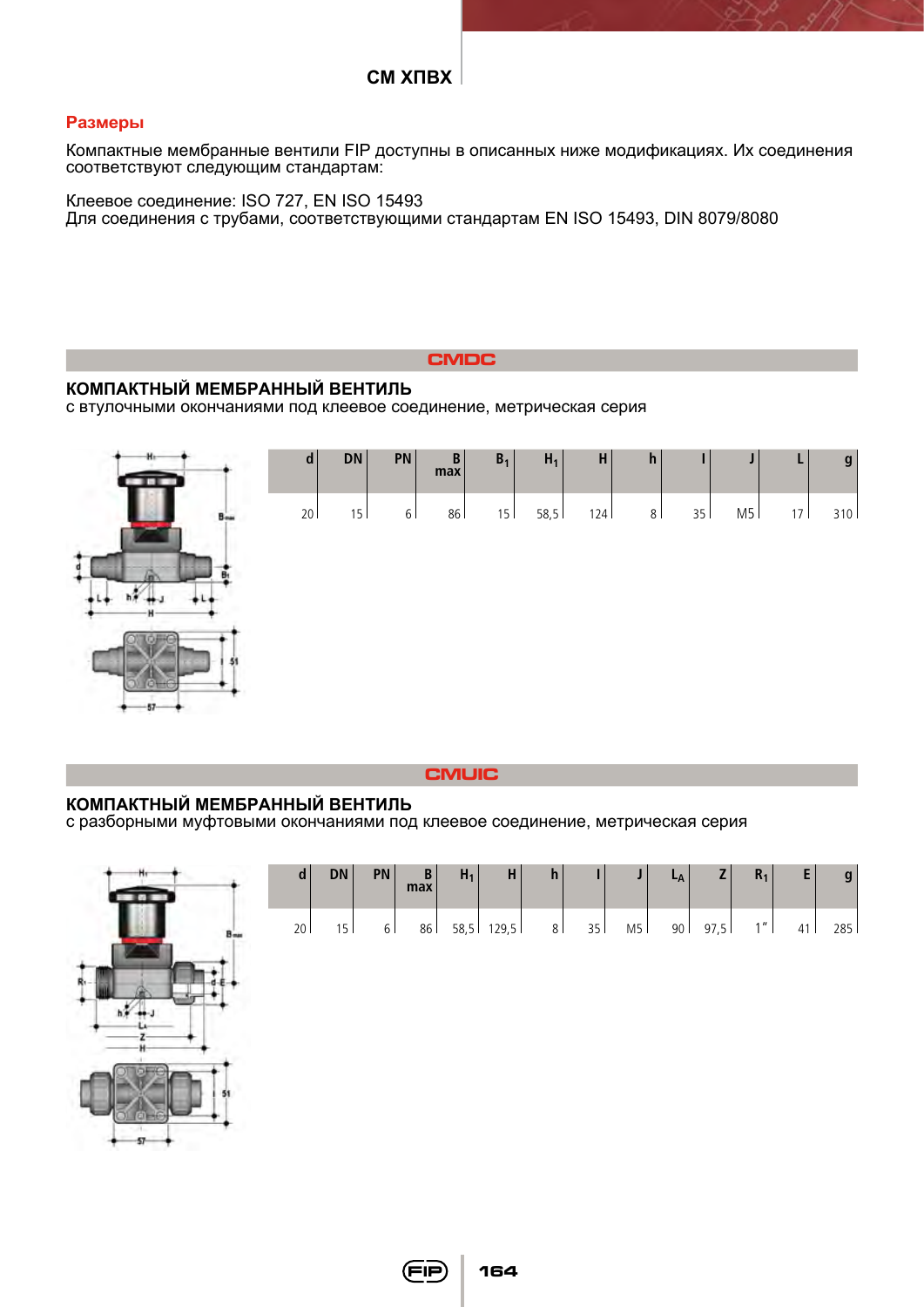## СМ ХПВХ

### Размеры

Компактные мембранные вентили FIP доступны в описанных ниже модификациях. Их соединения соответствуют следующим стандартам:

Клеевое соединение: ISO 727, EN ISO 15493
Для соединения с трубами, соответствующими стандартам EN ISO 15493, DIN 8079/8080

## CMDC

**КОМПАКТНЫЙ МЕМБРАННЫЙ ВЕНТИЛЬ**
с втулочными окончаниями под клеевое соединение, метрическая серия

| d | DN | PN | B max | $B_1$ | $H_1$ | H | h | I | J | L | g |
|---|---|---|---|---|---|---|---|---|---|---|---|
| 20 | 15 | 6 | 86 | 15 | 58,5 | 124 | 8 | 35 | M5 | 17 | 310 |

## CMUIC

**КОМПАКТНЫЙ МЕМБРАННЫЙ ВЕНТИЛЬ**
с разборными муфтовыми окончаниями под клеевое соединение, метрическая серия

| d | DN | PN | B max | $H_1$ | H | h | I | J | $L_A$ | Z | $R_1$ | E | g |
|---|---|---|---|---|---|---|---|---|---|---|---|---|---|
| 20 | 15 | 6 | 86 | 58,5 | 129,5 | 8 | 35 | M5 | 90 | 97,5 | 1" | 41 | 285 |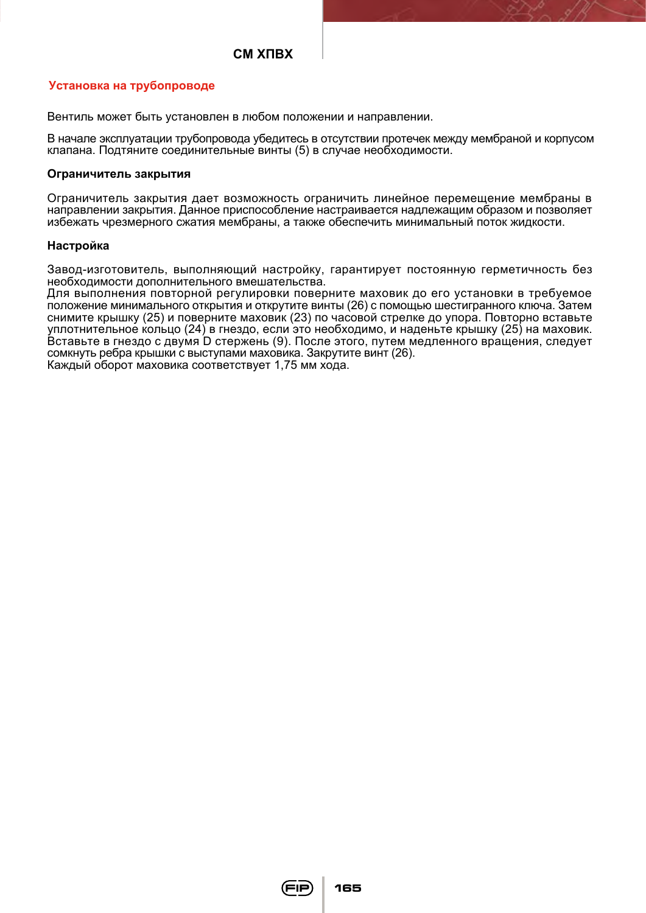# CM ХПВХ

## Установка на трубопроводе

Вентиль может быть установлен в любом положении и направлении.

В начале эксплуатации трубопровода убедитесь в отсутствии протечек между мембраной и корпусом клапана. Подтяните соединительные винты (5) в случае необходимости.

### Ограничитель закрытия

Ограничитель закрытия дает возможность ограничить линейное перемещение мембраны в направлении закрытия. Данное приспособление настраивается надлежащим образом и позволяет избежать чрезмерного сжатия мембраны, а также обеспечить минимальный поток жидкости.

### Настройка

Завод-изготовитель, выполняющий настройку, гарантирует постоянную герметичность без необходимости дополнительного вмешательства.
Для выполнения повторной регулировки поверните маховик до его установки в требуемое положение минимального открытия и открутите винты (26) с помощью шестигранного ключа. Затем снимите крышку (25) и поверните маховик (23) по часовой стрелке до упора. Повторно вставьте уплотнительное кольцо (24) в гнездо, если это необходимо, и наденьте крышку (25) на маховик. Вставьте в гнездо с двумя D стержень (9). После этого, путем медленного вращения, следует сомкнуть ребра крышки с выступами маховика. Закрутите винт (26).
Каждый оборот маховика соответствует 1,75 мм хода.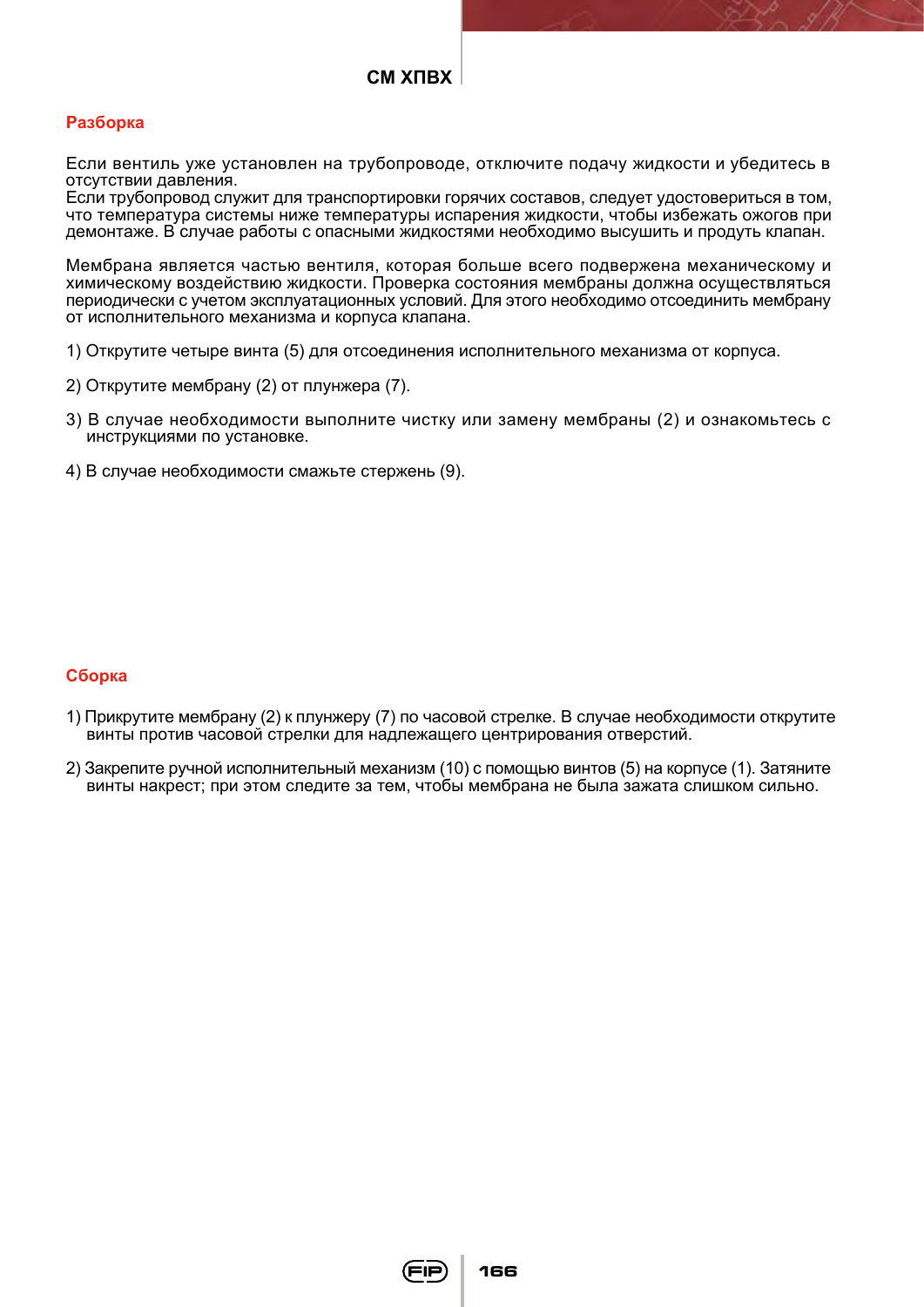## СМ ХПВХ

### Разборка

Если вентиль уже установлен на трубопроводе, отключите подачу жидкости и убедитесь в отсутствии давления.
Если трубопровод служит для транспортировки горячих составов, следует удостовериться в том, что температура системы ниже температуры испарения жидкости, чтобы избежать ожогов при демонтаже. В случае работы с опасными жидкостями необходимо высушить и продуть клапан.

Мембрана является частью вентиля, которая больше всего подвержена механическому и химическому воздействию жидкости. Проверка состояния мембраны должна осуществляться периодически с учетом эксплуатационных условий. Для этого необходимо отсоединить мембрану от исполнительного механизма и корпуса клапана.

1) Открутите четыре винта (5) для отсоединения исполнительного механизма от корпуса.

2) Открутите мембрану (2) от плунжера (7).

3) В случае необходимости выполните чистку или замену мембраны (2) и ознакомьтесь с инструкциями по установке.

4) В случае необходимости смажьте стержень (9).

### Сборка

1) Прикрутите мембрану (2) к плунжеру (7) по часовой стрелке. В случае необходимости открутите винты против часовой стрелки для надлежащего центрирования отверстий.

2) Закрепите ручной исполнительный механизм (10) с помощью винтов (5) на корпусе (1). Затяните винты накрест; при этом следите за тем, чтобы мембрана не была зажата слишком сильно.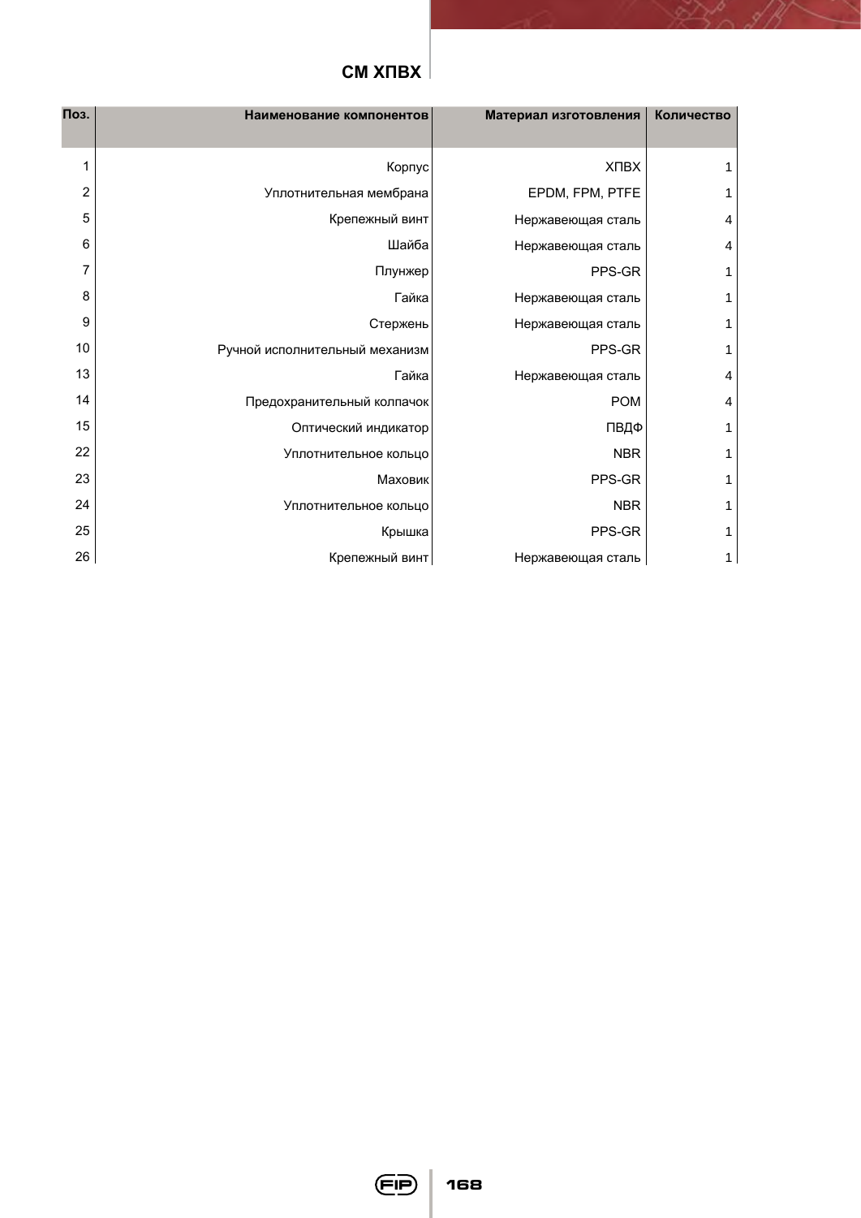## CM ХПВХ

| Поз. | Наименование компонентов | Материал изготовления | Количество |
|---|---|---|---|
| 1 | Корпус | ХПВХ | 1 |
| 2 | Уплотнительная мембрана | EPDM, FPM, PTFE | 1 |
| 5 | Крепежный винт | Нержавеющая сталь | 4 |
| 6 | Шайба | Нержавеющая сталь | 4 |
| 7 | Плунжер | PPS-GR | 1 |
| 8 | Гайка | Нержавеющая сталь | 1 |
| 9 | Стержень | Нержавеющая сталь | 1 |
| 10 | Ручной исполнительный механизм | PPS-GR | 1 |
| 13 | Гайка | Нержавеющая сталь | 4 |
| 14 | Предохранительный колпачок | POM | 4 |
| 15 | Оптический индикатор | ПВДФ | 1 |
| 22 | Уплотнительное кольцо | NBR | 1 |
| 23 | Маховик | PPS-GR | 1 |
| 24 | Уплотнительное кольцо | NBR | 1 |
| 25 | Крышка | PPS-GR | 1 |
| 26 | Крепежный винт | Нержавеющая сталь | 1 |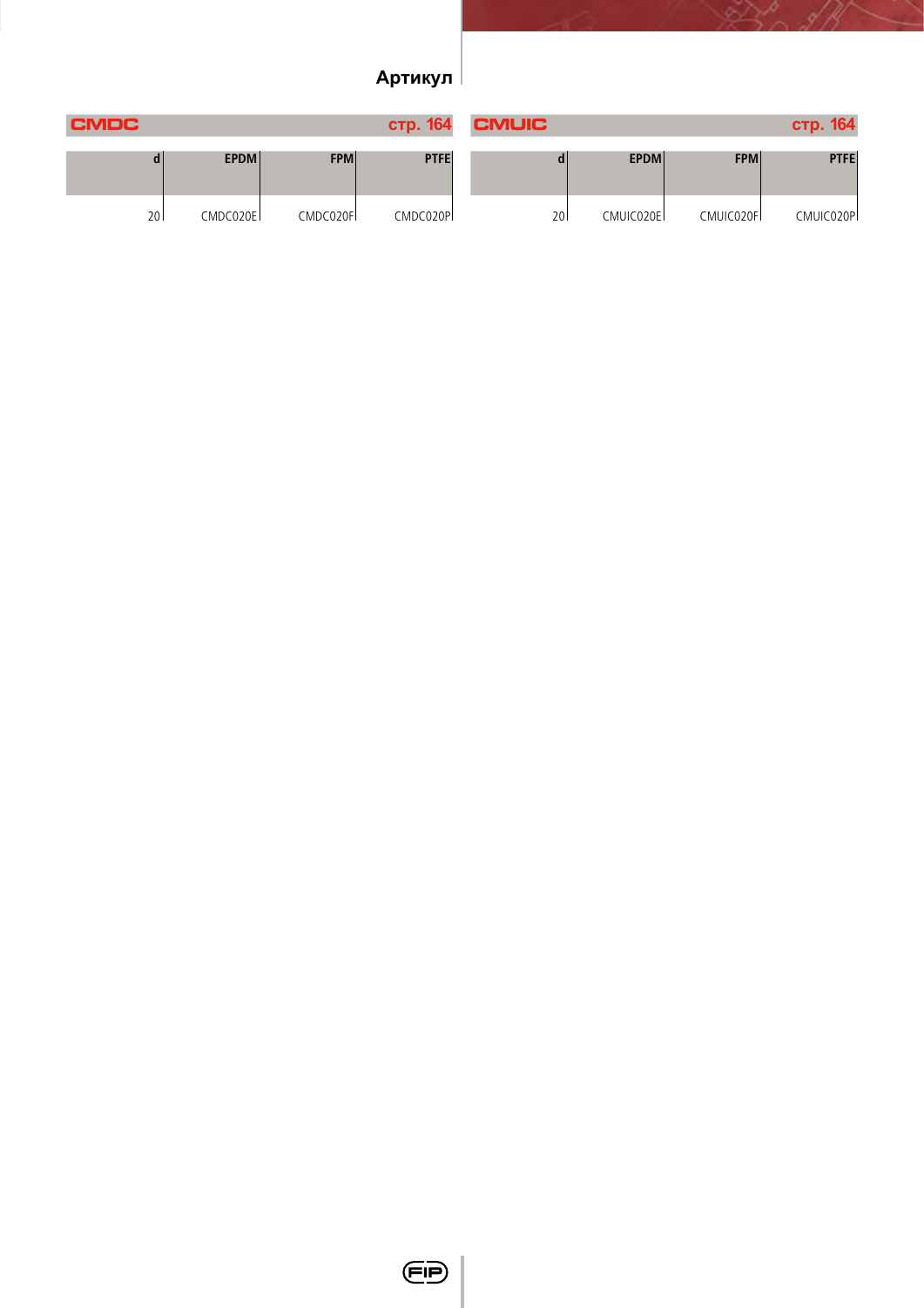## Артикул

**CMDC** стр. 164

| d | EPDM | FPM | PTFE |
|---|---|---|---|
| 20 | CMDC020E | CMDC020F | CMDC020P |

**CMUIC** стр. 164

| d | EPDM | FPM | PTFE |
|---|---|---|---|
| 20 | CMUIC020E | CMUIC020F | CMUIC020P |